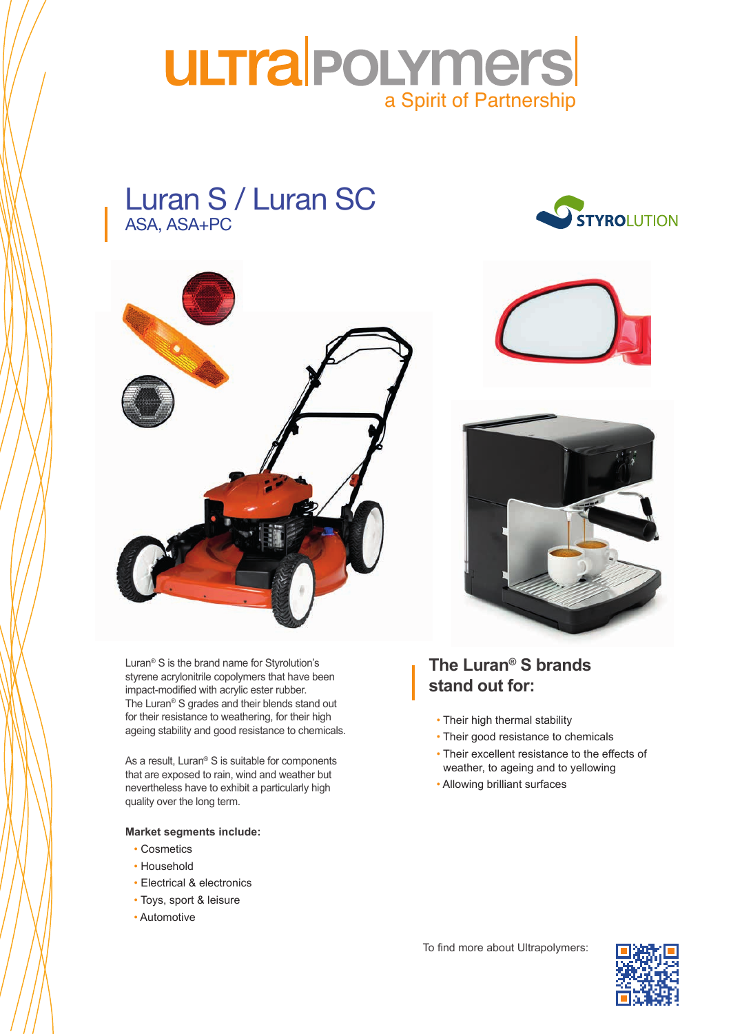# ULTRAPOLYMERS

a Spirit of Partnership

# Luran S / Luran SC

ASA, ASA+PC

STYROLUTION

Luran® S is the brand name for Styrolution's styrene acrylonitrile copolymers that have been impact-modified with acrylic ester rubber. The Luran® S grades and their blends stand out for their resistance to weathering, for their high ageing stability and good resistance to chemicals.

As a result, Luran® S is suitable for components that are exposed to rain, wind and weather but nevertheless have to exhibit a particularly high quality over the long term.

**Market segments include:**

- Cosmetics
- Household
- Electrical & electronics
- Toys, sport & leisure
- Automotive

## The Luran® S brands stand out for:

- Their high thermal stability
- Their good resistance to chemicals
- Their excellent resistance to the effects of weather, to ageing and to yellowing
- Allowing brilliant surfaces

To find more about Ultrapolymers: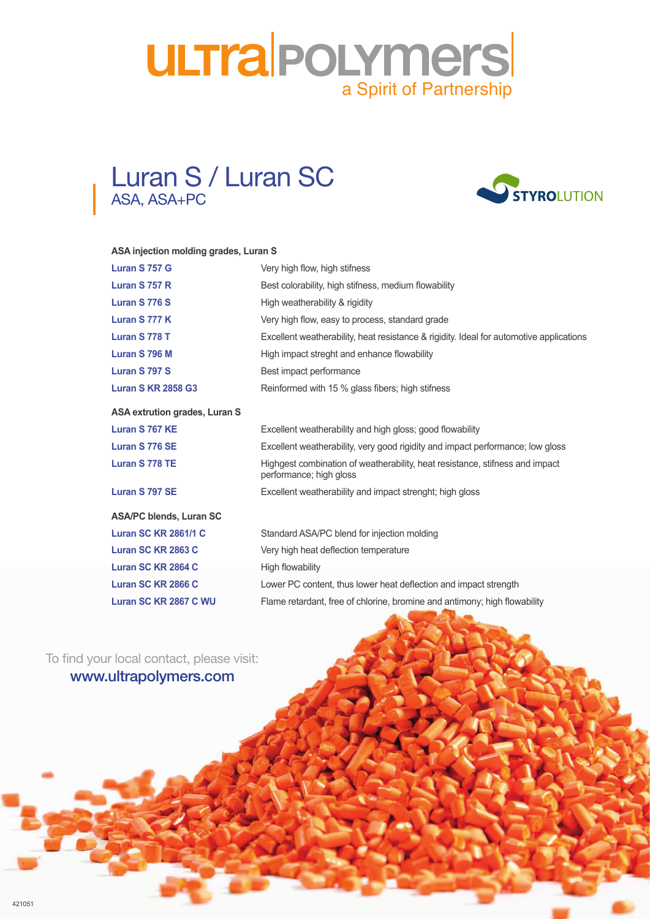# ULTRA POLYMERS

a Spirit of Partnership

## Luran S / Luran SC

ASA, ASA+PC

STYROLUTION

### ASA injection molding grades, Luran S

| | |
|---|---|
| Luran S 757 G | Very high flow, high stifness |
| Luran S 757 R | Best colorability, high stifness, medium flowability |
| Luran S 776 S | High weatherability & rigidity |
| Luran S 777 K | Very high flow, easy to process, standard grade |
| Luran S 778 T | Excellent weatherability, heat resistance & rigidity. Ideal for automotive applications |
| Luran S 796 M | High impact streght and enhance flowability |
| Luran S 797 S | Best impact performance |
| Luran S KR 2858 G3 | Reinforced with 15 % glass fibers; high stifness |

### ASA extrution grades, Luran S

| | |
|---|---|
| Luran S 767 KE | Excellent weatherability and high gloss; good flowability |
| Luran S 776 SE | Excellent weatherability, very good rigidity and impact performance; low gloss |
| Luran S 778 TE | Highgest combination of weatherability, heat resistance, stifness and impact performance; high gloss |
| Luran S 797 SE | Excellent weatherability and impact strenght; high gloss |

### ASA/PC blends, Luran SC

| | |
|---|---|
| Luran SC KR 2861/1 C | Standard ASA/PC blend for injection molding |
| Luran SC KR 2863 C | Very high heat deflection temperature |
| Luran SC KR 2864 C | High flowability |
| Luran SC KR 2866 C | Lower PC content, thus lower heat deflection and impact strength |
| Luran SC KR 2867 C WU | Flame retardant, free of chlorine, bromine and antimony; high flowability |

To find your local contact, please visit:
**www.ultrapolymers.com**

421051